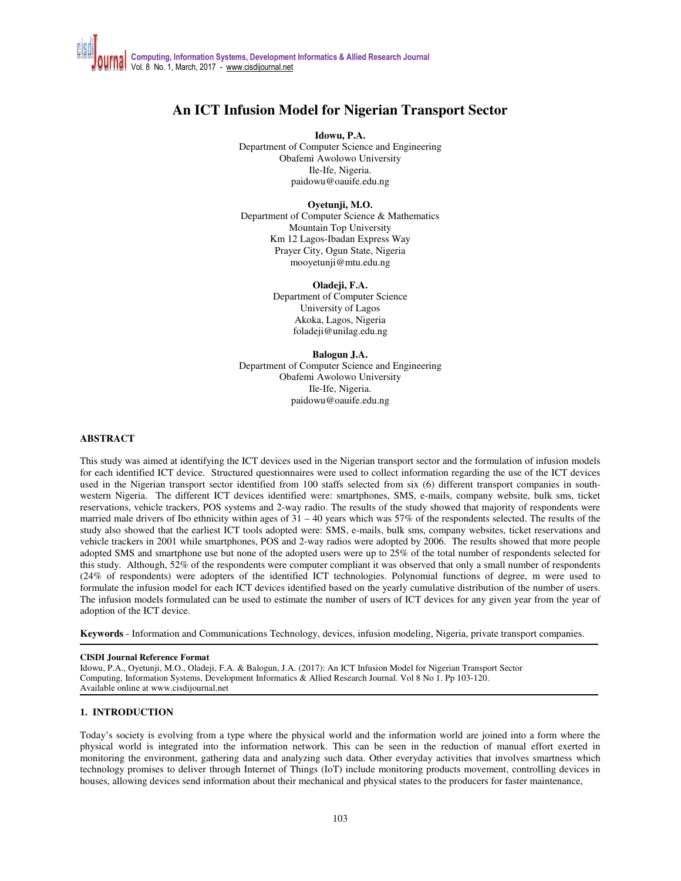# An ICT Infusion Model for Nigerian Transport Sector

**Idowu, P.A.**
Department of Computer Science and Engineering
Obafemi Awolowo University
Ile-Ife, Nigeria.
paidowu@oauife.edu.ng

**Oyetunji, M.O.**
Department of Computer Science & Mathematics
Mountain Top University
Km 12 Lagos-Ibadan Express Way
Prayer City, Ogun State, Nigeria
mooyetunji@mtu.edu.ng

**Oladeji, F.A.**
Department of Computer Science
University of Lagos
Akoka, Lagos, Nigeria
foladeji@unilag.edu.ng

**Balogun J.A.**
Department of Computer Science and Engineering
Obafemi Awolowo University
Ile-Ife, Nigeria.
paidowu@oauife.edu.ng

## ABSTRACT

This study was aimed at identifying the ICT devices used in the Nigerian transport sector and the formulation of infusion models for each identified ICT device. Structured questionnaires were used to collect information regarding the use of the ICT devices used in the Nigerian transport sector identified from 100 staffs selected from six (6) different transport companies in south-western Nigeria. The different ICT devices identified were: smartphones, SMS, e-mails, company website, bulk sms, ticket reservations, vehicle trackers, POS systems and 2-way radio. The results of the study showed that majority of respondents were married male drivers of Ibo ethnicity within ages of 31 – 40 years which was 57% of the respondents selected. The results of the study also showed that the earliest ICT tools adopted were: SMS, e-mails, bulk sms, company websites, ticket reservations and vehicle trackers in 2001 while smartphones, POS and 2-way radios were adopted by 2006. The results showed that more people adopted SMS and smartphone use but none of the adopted users were up to 25% of the total number of respondents selected for this study. Although, 52% of the respondents were computer compliant it was observed that only a small number of respondents (24% of respondents) were adopters of the identified ICT technologies. Polynomial functions of degree, m were used to formulate the infusion model for each ICT devices identified based on the yearly cumulative distribution of the number of users. The infusion models formulated can be used to estimate the number of users of ICT devices for any given year from the year of adoption of the ICT device.

**Keywords** - Information and Communications Technology, devices, infusion modeling, Nigeria, private transport companies.

**CISDI Journal Reference Format**
Idowu, P.A., Oyetunji, M.O., Oladeji, F.A. & Balogun, J.A. (2017): An ICT Infusion Model for Nigerian Transport Sector Computing, Information Systems, Development Informatics & Allied Research Journal. Vol 8 No 1. Pp 103-120.
Available online at www.cisdijournal.net

## 1. INTRODUCTION

Today's society is evolving from a type where the physical world and the information world are joined into a form where the physical world is integrated into the information network. This can be seen in the reduction of manual effort exerted in monitoring the environment, gathering data and analyzing such data. Other everyday activities that involves smartness which technology promises to deliver through Internet of Things (IoT) include monitoring products movement, controlling devices in houses, allowing devices send information about their mechanical and physical states to the producers for faster maintenance,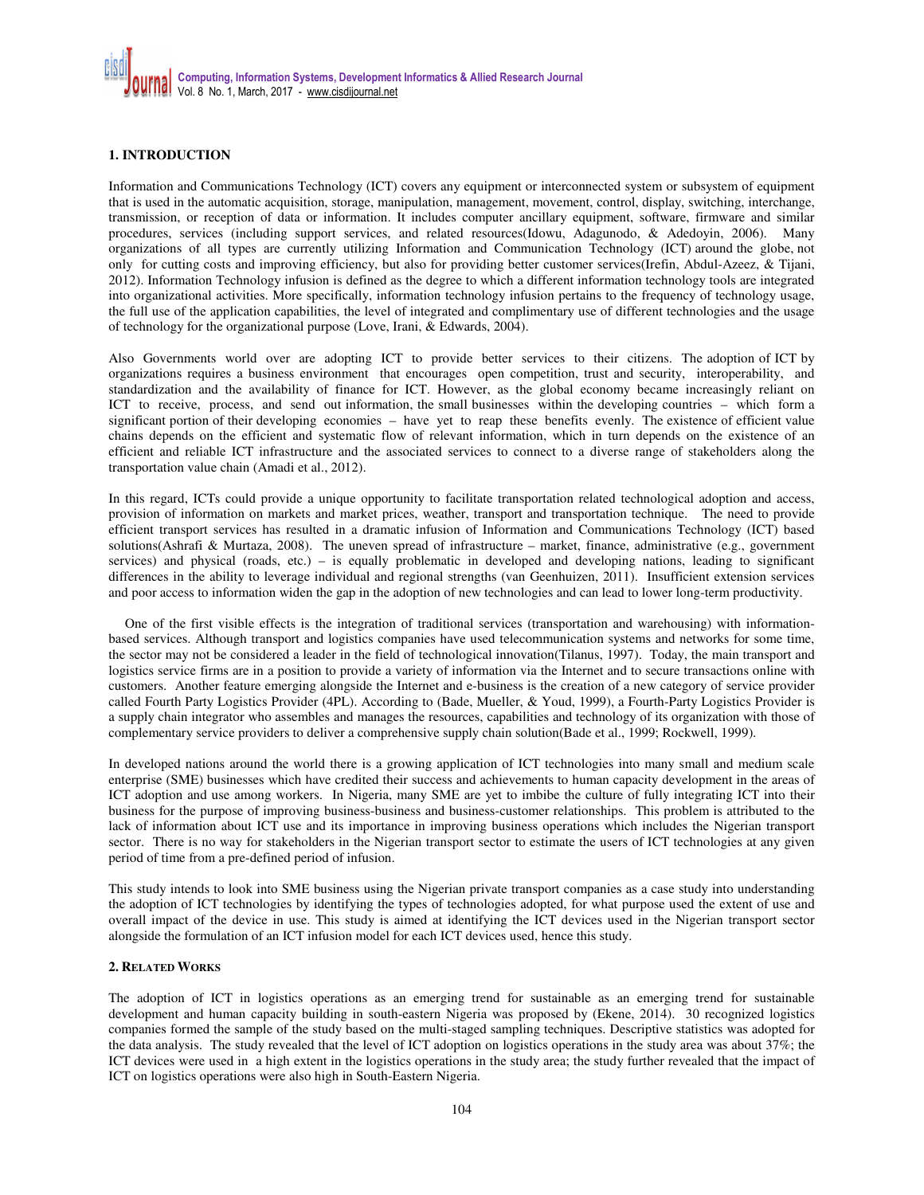## 1. INTRODUCTION

Information and Communications Technology (ICT) covers any equipment or interconnected system or subsystem of equipment that is used in the automatic acquisition, storage, manipulation, management, movement, control, display, switching, interchange, transmission, or reception of data or information. It includes computer ancillary equipment, software, firmware and similar procedures, services (including support services, and related resources(Idowu, Adagunodo, & Adedoyin, 2006). Many organizations of all types are currently utilizing Information and Communication Technology (ICT) around the globe, not only for cutting costs and improving efficiency, but also for providing better customer services(Irefin, Abdul-Azeez, & Tijani, 2012). Information Technology infusion is defined as the degree to which a different information technology tools are integrated into organizational activities. More specifically, information technology infusion pertains to the frequency of technology usage, the full use of the application capabilities, the level of integrated and complimentary use of different technologies and the usage of technology for the organizational purpose (Love, Irani, & Edwards, 2004).

Also Governments world over are adopting ICT to provide better services to their citizens. The adoption of ICT by organizations requires a business environment that encourages open competition, trust and security, interoperability, and standardization and the availability of finance for ICT. However, as the global economy became increasingly reliant on ICT to receive, process, and send out information, the small businesses within the developing countries – which form a significant portion of their developing economies – have yet to reap these benefits evenly. The existence of efficient value chains depends on the efficient and systematic flow of relevant information, which in turn depends on the existence of an efficient and reliable ICT infrastructure and the associated services to connect to a diverse range of stakeholders along the transportation value chain (Amadi et al., 2012).

In this regard, ICTs could provide a unique opportunity to facilitate transportation related technological adoption and access, provision of information on markets and market prices, weather, transport and transportation technique. The need to provide efficient transport services has resulted in a dramatic infusion of Information and Communications Technology (ICT) based solutions(Ashrafi & Murtaza, 2008). The uneven spread of infrastructure – market, finance, administrative (e.g., government services) and physical (roads, etc.) – is equally problematic in developed and developing nations, leading to significant differences in the ability to leverage individual and regional strengths (van Geenhuizen, 2011). Insufficient extension services and poor access to information widen the gap in the adoption of new technologies and can lead to lower long-term productivity.

One of the first visible effects is the integration of traditional services (transportation and warehousing) with information-based services. Although transport and logistics companies have used telecommunication systems and networks for some time, the sector may not be considered a leader in the field of technological innovation(Tilanus, 1997). Today, the main transport and logistics service firms are in a position to provide a variety of information via the Internet and to secure transactions online with customers. Another feature emerging alongside the Internet and e-business is the creation of a new category of service provider called Fourth Party Logistics Provider (4PL). According to (Bade, Mueller, & Youd, 1999), a Fourth-Party Logistics Provider is a supply chain integrator who assembles and manages the resources, capabilities and technology of its organization with those of complementary service providers to deliver a comprehensive supply chain solution(Bade et al., 1999; Rockwell, 1999).

In developed nations around the world there is a growing application of ICT technologies into many small and medium scale enterprise (SME) businesses which have credited their success and achievements to human capacity development in the areas of ICT adoption and use among workers. In Nigeria, many SME are yet to imbibe the culture of fully integrating ICT into their business for the purpose of improving business-business and business-customer relationships. This problem is attributed to the lack of information about ICT use and its importance in improving business operations which includes the Nigerian transport sector. There is no way for stakeholders in the Nigerian transport sector to estimate the users of ICT technologies at any given period of time from a pre-defined period of infusion.

This study intends to look into SME business using the Nigerian private transport companies as a case study into understanding the adoption of ICT technologies by identifying the types of technologies adopted, for what purpose used the extent of use and overall impact of the device in use. This study is aimed at identifying the ICT devices used in the Nigerian transport sector alongside the formulation of an ICT infusion model for each ICT devices used, hence this study.

## 2. RELATED WORKS

The adoption of ICT in logistics operations as an emerging trend for sustainable as an emerging trend for sustainable development and human capacity building in south-eastern Nigeria was proposed by (Ekene, 2014). 30 recognized logistics companies formed the sample of the study based on the multi-staged sampling techniques. Descriptive statistics was adopted for the data analysis. The study revealed that the level of ICT adoption on logistics operations in the study area was about 37%; the ICT devices were used in a high extent in the logistics operations in the study area; the study further revealed that the impact of ICT on logistics operations were also high in South-Eastern Nigeria.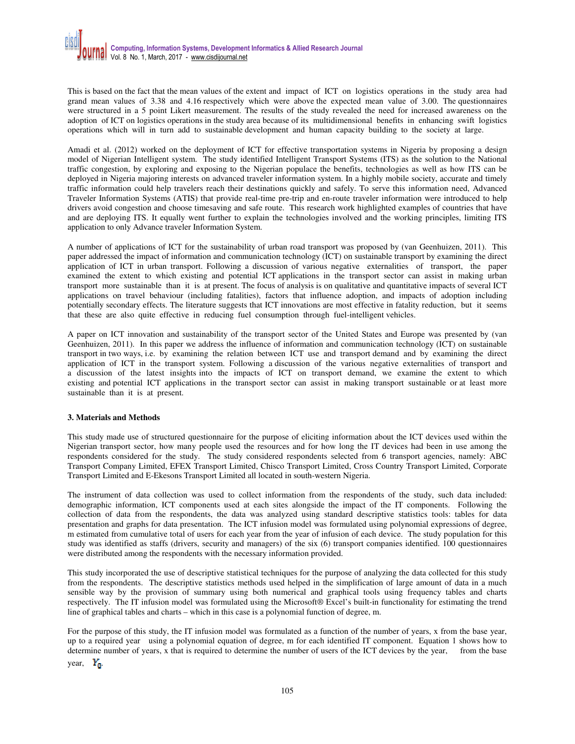This is based on the fact that the mean values of the extent and impact of ICT on logistics operations in the study area had grand mean values of 3.38 and 4.16 respectively which were above the expected mean value of 3.00. The questionnaires were structured in a 5 point Likert measurement. The results of the study revealed the need for increased awareness on the adoption of ICT on logistics operations in the study area because of its multidimensional benefits in enhancing swift logistics operations which will in turn add to sustainable development and human capacity building to the society at large.

Amadi et al. (2012) worked on the deployment of ICT for effective transportation systems in Nigeria by proposing a design model of Nigerian Intelligent system. The study identified Intelligent Transport Systems (ITS) as the solution to the National traffic congestion, by exploring and exposing to the Nigerian populace the benefits, technologies as well as how ITS can be deployed in Nigeria majoring interests on advanced traveler information system. In a highly mobile society, accurate and timely traffic information could help travelers reach their destinations quickly and safely. To serve this information need, Advanced Traveler Information Systems (ATIS) that provide real-time pre-trip and en-route traveler information were introduced to help drivers avoid congestion and choose timesaving and safe route. This research work highlighted examples of countries that have and are deploying ITS. It equally went further to explain the technologies involved and the working principles, limiting ITS application to only Advance traveler Information System.

A number of applications of ICT for the sustainability of urban road transport was proposed by (van Geenhuizen, 2011). This paper addressed the impact of information and communication technology (ICT) on sustainable transport by examining the direct application of ICT in urban transport. Following a discussion of various negative externalities of transport, the paper examined the extent to which existing and potential ICT applications in the transport sector can assist in making urban transport more sustainable than it is at present. The focus of analysis is on qualitative and quantitative impacts of several ICT applications on travel behaviour (including fatalities), factors that influence adoption, and impacts of adoption including potentially secondary effects. The literature suggests that ICT innovations are most effective in fatality reduction, but it seems that these are also quite effective in reducing fuel consumption through fuel-intelligent vehicles.

A paper on ICT innovation and sustainability of the transport sector of the United States and Europe was presented by (van Geenhuizen, 2011). In this paper we address the influence of information and communication technology (ICT) on sustainable transport in two ways, i.e. by examining the relation between ICT use and transport demand and by examining the direct application of ICT in the transport system. Following a discussion of the various negative externalities of transport and a discussion of the latest insights into the impacts of ICT on transport demand, we examine the extent to which existing and potential ICT applications in the transport sector can assist in making transport sustainable or at least more sustainable than it is at present.

## 3. Materials and Methods

This study made use of structured questionnaire for the purpose of eliciting information about the ICT devices used within the Nigerian transport sector, how many people used the resources and for how long the IT devices had been in use among the respondents considered for the study. The study considered respondents selected from 6 transport agencies, namely: ABC Transport Company Limited, EFEX Transport Limited, Chisco Transport Limited, Cross Country Transport Limited, Corporate Transport Limited and E-Ekesons Transport Limited all located in south-western Nigeria.

The instrument of data collection was used to collect information from the respondents of the study, such data included: demographic information, ICT components used at each sites alongside the impact of the IT components. Following the collection of data from the respondents, the data was analyzed using standard descriptive statistics tools: tables for data presentation and graphs for data presentation. The ICT infusion model was formulated using polynomial expressions of degree, m estimated from cumulative total of users for each year from the year of infusion of each device. The study population for this study was identified as staffs (drivers, security and managers) of the six (6) transport companies identified. 100 questionnaires were distributed among the respondents with the necessary information provided.

This study incorporated the use of descriptive statistical techniques for the purpose of analyzing the data collected for this study from the respondents. The descriptive statistics methods used helped in the simplification of large amount of data in a much sensible way by the provision of summary using both numerical and graphical tools using frequency tables and charts respectively. The IT infusion model was formulated using the Microsoft® Excel's built-in functionality for estimating the trend line of graphical tables and charts – which in this case is a polynomial function of degree, m.

For the purpose of this study, the IT infusion model was formulated as a function of the number of years, x from the base year, up to a required year using a polynomial equation of degree, m for each identified IT component. Equation 1 shows how to determine number of years, x that is required to determine the number of users of the ICT devices by the year, from the base year, $Y_0$.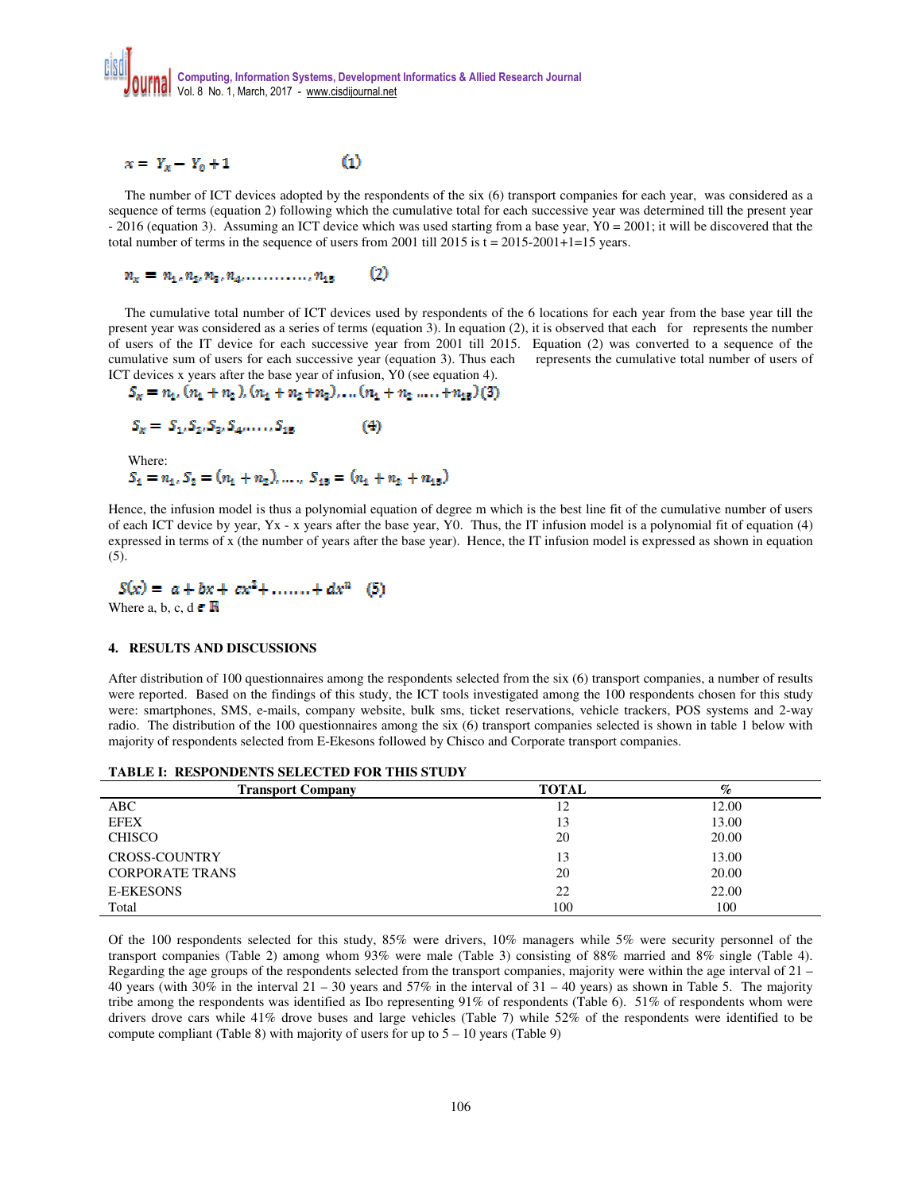$$x = Y_x - Y_0 + 1 \quad (1)$$

The number of ICT devices adopted by the respondents of the six (6) transport companies for each year, was considered as a sequence of terms (equation 2) following which the cumulative total for each successive year was determined till the present year - 2016 (equation 3). Assuming an ICT device which was used starting from a base year, Y0 = 2001; it will be discovered that the total number of terms in the sequence of users from 2001 till 2015 is t = 2015-2001+1=15 years.

$$n_x = n_1, n_2, n_3, n_4, \ldots\ldots\ldots\ldots, n_{15} \quad (2)$$

The cumulative total number of ICT devices used by respondents of the 6 locations for each year from the base year till the present year was considered as a series of terms (equation 3). In equation (2), it is observed that each for represents the number of users of the IT device for each successive year from 2001 till 2015. Equation (2) was converted to a sequence of the cumulative sum of users for each successive year (equation 3). Thus each represents the cumulative total number of users of ICT devices x years after the base year of infusion, Y0 (see equation 4).

$$S_x = n_1, (n_1 + n_2), (n_1 + n_2 + n_3), \ldots (n_1 + n_2 \ldots\ldots + n_{15}) \quad (3)$$

$$S_x = S_1, S_2, S_3, S_4, \ldots\ldots, S_{15} \quad (4)$$

Where:

$$S_1 = n_1, S_2 = (n_1 + n_2), \ldots\ldots, S_{15} = (n_1 + n_2 + n_{15})$$

Hence, the infusion model is thus a polynomial equation of degree m which is the best line fit of the cumulative number of users of each ICT device by year, Yx - x years after the base year, Y0. Thus, the IT infusion model is a polynomial fit of equation (4) expressed in terms of x (the number of years after the base year). Hence, the IT infusion model is expressed as shown in equation (5).

$$S(x) = a + bx + cx^2 + \ldots\ldots + dx^n \quad (5)$$

Where a, b, c, d $\in \mathbb{R}$

## 4. RESULTS AND DISCUSSIONS

After distribution of 100 questionnaires among the respondents selected from the six (6) transport companies, a number of results were reported. Based on the findings of this study, the ICT tools investigated among the 100 respondents chosen for this study were: smartphones, SMS, e-mails, company website, bulk sms, ticket reservations, vehicle trackers, POS systems and 2-way radio. The distribution of the 100 questionnaires among the six (6) transport companies selected is shown in table 1 below with majority of respondents selected from E-Ekesons followed by Chisco and Corporate transport companies.

**TABLE I: RESPONDENTS SELECTED FOR THIS STUDY**

| Transport Company | TOTAL | % |
|---|---|---|
| ABC | 12 | 12.00 |
| EFEX | 13 | 13.00 |
| CHISCO | 20 | 20.00 |
| CROSS-COUNTRY | 13 | 13.00 |
| CORPORATE TRANS | 20 | 20.00 |
| E-EKESONS | 22 | 22.00 |
| Total | 100 | 100 |

Of the 100 respondents selected for this study, 85% were drivers, 10% managers while 5% were security personnel of the transport companies (Table 2) among whom 93% were male (Table 3) consisting of 88% married and 8% single (Table 4). Regarding the age groups of the respondents selected from the transport companies, majority were within the age interval of 21 – 40 years (with 30% in the interval 21 – 30 years and 57% in the interval of 31 – 40 years) as shown in Table 5. The majority tribe among the respondents was identified as Ibo representing 91% of respondents (Table 6). 51% of respondents whom were drivers drove cars while 41% drove buses and large vehicles (Table 7) while 52% of the respondents were identified to be compute compliant (Table 8) with majority of users for up to 5 – 10 years (Table 9)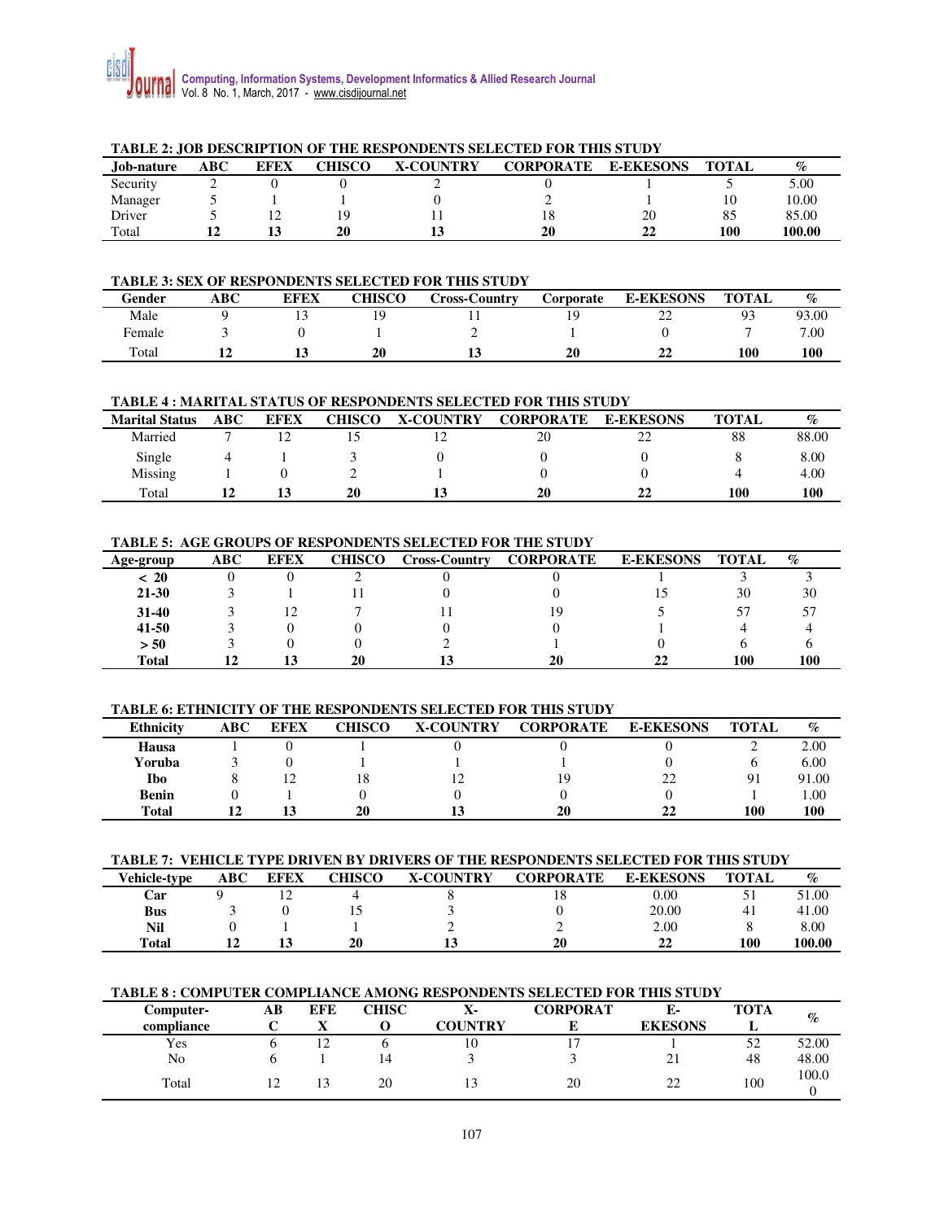**TABLE 2: JOB DESCRIPTION OF THE RESPONDENTS SELECTED FOR THIS STUDY**

| Job-nature | ABC | EFEX | CHISCO | X-COUNTRY | CORPORATE | E-EKESONS | TOTAL | % |
|---|---|---|---|---|---|---|---|---|
| Security | 2 | 0 | 0 | 2 | 0 | 1 | 5 | 5.00 |
| Manager | 5 | 1 | 1 | 0 | 2 | 1 | 10 | 10.00 |
| Driver | 5 | 12 | 19 | 11 | 18 | 20 | 85 | 85.00 |
| Total | **12** | **13** | **20** | **13** | **20** | **22** | **100** | **100.00** |

**TABLE 3: SEX OF RESPONDENTS SELECTED FOR THIS STUDY**

| Gender | ABC | EFEX | CHISCO | Cross-Country | Corporate | E-EKESONS | TOTAL | % |
|---|---|---|---|---|---|---|---|---|
| Male | 9 | 13 | 19 | 11 | 19 | 22 | 93 | 93.00 |
| Female | 3 | 0 | 1 | 2 | 1 | 0 | 7 | 7.00 |
| Total | **12** | **13** | **20** | **13** | **20** | **22** | **100** | **100** |

**TABLE 4 : MARITAL STATUS OF RESPONDENTS SELECTED FOR THIS STUDY**

| Marital Status | ABC | EFEX | CHISCO | X-COUNTRY | CORPORATE | E-EKESONS | TOTAL | % |
|---|---|---|---|---|---|---|---|---|
| Married | 7 | 12 | 15 | 12 | 20 | 22 | 88 | 88.00 |
| Single | 4 | 1 | 3 | 0 | 0 | 0 | 8 | 8.00 |
| Missing | 1 | 0 | 2 | 1 | 0 | 0 | 4 | 4.00 |
| Total | **12** | **13** | **20** | **13** | **20** | **22** | **100** | **100** |

**TABLE 5: AGE GROUPS OF RESPONDENTS SELECTED FOR THE STUDY**

| Age-group | ABC | EFEX | CHISCO | Cross-Country | CORPORATE | E-EKESONS | TOTAL | % |
|---|---|---|---|---|---|---|---|---|
| **< 20** | 0 | 0 | 2 | 0 | 0 | 1 | 3 | 3 |
| **21-30** | 3 | 1 | 11 | 0 | 0 | 15 | 30 | 30 |
| **31-40** | 3 | 12 | 7 | 11 | 19 | 5 | 57 | 57 |
| **41-50** | 3 | 0 | 0 | 0 | 0 | 1 | 4 | 4 |
| **> 50** | 3 | 0 | 0 | 2 | 1 | 0 | 6 | 6 |
| **Total** | **12** | **13** | **20** | **13** | **20** | **22** | **100** | **100** |

**TABLE 6: ETHNICITY OF THE RESPONDENTS SELECTED FOR THIS STUDY**

| Ethnicity | ABC | EFEX | CHISCO | X-COUNTRY | CORPORATE | E-EKESONS | TOTAL | % |
|---|---|---|---|---|---|---|---|---|
| **Hausa** | 1 | 0 | 1 | 0 | 0 | 0 | 2 | 2.00 |
| **Yoruba** | 3 | 0 | 1 | 1 | 1 | 0 | 6 | 6.00 |
| **Ibo** | 8 | 12 | 18 | 12 | 19 | 22 | 91 | 91.00 |
| **Benin** | 0 | 1 | 0 | 0 | 0 | 0 | 1 | 1.00 |
| **Total** | **12** | **13** | **20** | **13** | **20** | **22** | **100** | **100** |

**TABLE 7: VEHICLE TYPE DRIVEN BY DRIVERS OF THE RESPONDENTS SELECTED FOR THIS STUDY**

| Vehicle-type | ABC | EFEX | CHISCO | X-COUNTRY | CORPORATE | E-EKESONS | TOTAL | % |
|---|---|---|---|---|---|---|---|---|
| **Car** | 9 | 12 | 4 | 8 | 18 | 0.00 | 51 | 51.00 |
| **Bus** | 3 | 0 | 15 | 3 | 0 | 20.00 | 41 | 41.00 |
| **Nil** | 0 | 1 | 1 | 2 | 2 | 2.00 | 8 | 8.00 |
| **Total** | **12** | **13** | **20** | **13** | **20** | **22** | **100** | **100.00** |

**TABLE 8 : COMPUTER COMPLIANCE AMONG RESPONDENTS SELECTED FOR THIS STUDY**

| Computer-compliance | ABC | EFEX | CHISCO | X-COUNTRY | CORPORATE | E-EKESONS | TOTAL | % |
|---|---|---|---|---|---|---|---|---|
| Yes | 6 | 12 | 6 | 10 | 17 | 1 | 52 | 52.00 |
| No | 6 | 1 | 14 | 3 | 3 | 21 | 48 | 48.00 |
| Total | 12 | 13 | 20 | 13 | 20 | 22 | 100 | 100.00 |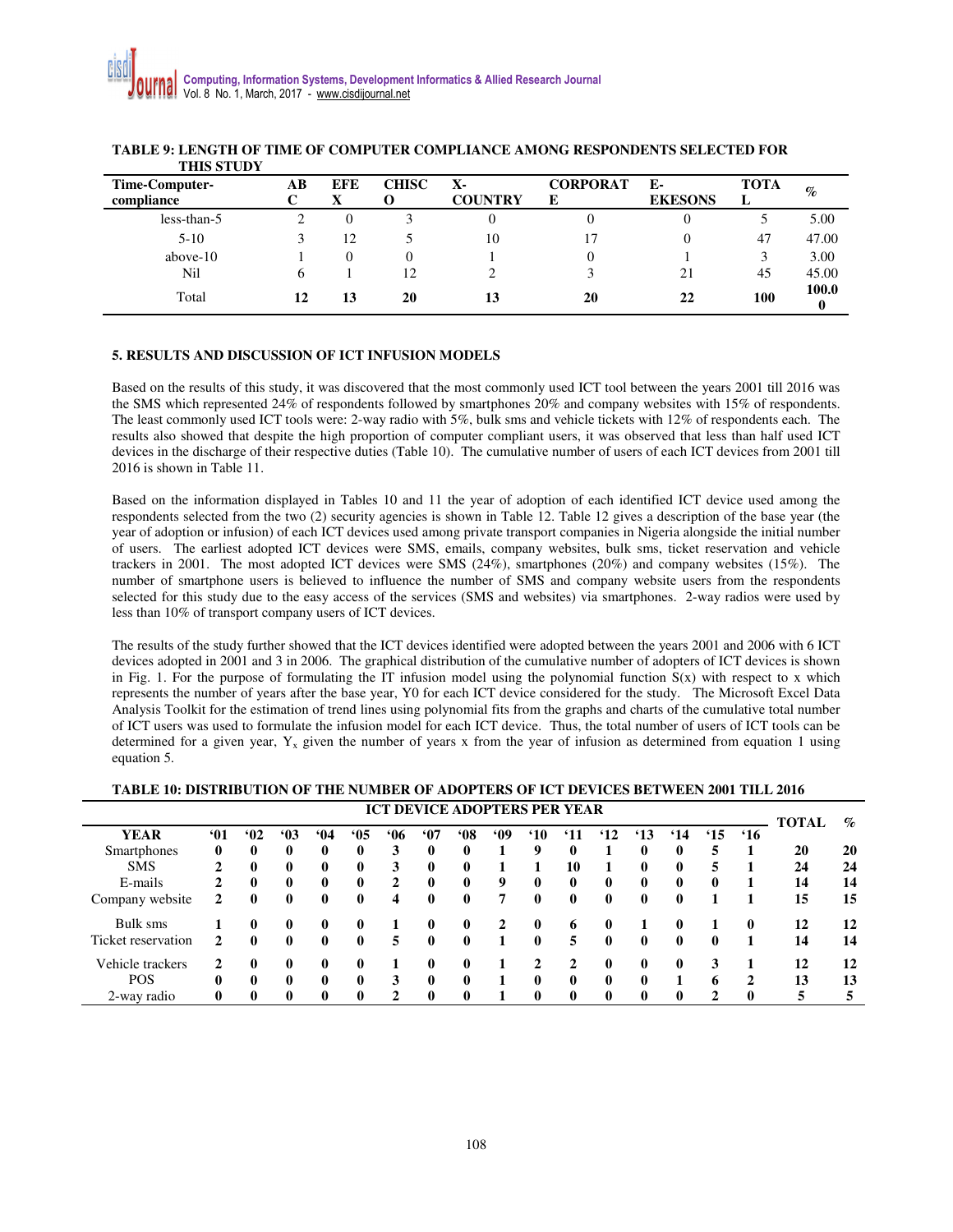**TABLE 9: LENGTH OF TIME OF COMPUTER COMPLIANCE AMONG RESPONDENTS SELECTED FOR THIS STUDY**

| Time-Computer-compliance | ABC | EFEX | CHISCO | X-COUNTRY | CORPORATE | E-EKESONS | TOTAL | % |
|---|---|---|---|---|---|---|---|---|
| less-than-5 | 2 | 0 | 3 | 0 | 0 | 0 | 5 | 5.00 |
| 5-10 | 3 | 12 | 5 | 10 | 17 | 0 | 47 | 47.00 |
| above-10 | 1 | 0 | 0 | 1 | 0 | 1 | 3 | 3.00 |
| Nil | 6 | 1 | 12 | 2 | 3 | 21 | 45 | 45.00 |
| Total | **12** | **13** | **20** | **13** | **20** | **22** | **100** | **100.00** |

## 5. RESULTS AND DISCUSSION OF ICT INFUSION MODELS

Based on the results of this study, it was discovered that the most commonly used ICT tool between the years 2001 till 2016 was the SMS which represented 24% of respondents followed by smartphones 20% and company websites with 15% of respondents. The least commonly used ICT tools were: 2-way radio with 5%, bulk sms and vehicle tickets with 12% of respondents each. The results also showed that despite the high proportion of computer compliant users, it was observed that less than half used ICT devices in the discharge of their respective duties (Table 10). The cumulative number of users of each ICT devices from 2001 till 2016 is shown in Table 11.

Based on the information displayed in Tables 10 and 11 the year of adoption of each identified ICT device used among the respondents selected from the two (2) security agencies is shown in Table 12. Table 12 gives a description of the base year (the year of adoption or infusion) of each ICT devices used among private transport companies in Nigeria alongside the initial number of users. The earliest adopted ICT devices were SMS, emails, company websites, bulk sms, ticket reservation and vehicle trackers in 2001. The most adopted ICT devices were SMS (24%), smartphones (20%) and company websites (15%). The number of smartphone users is believed to influence the number of SMS and company website users from the respondents selected for this study due to the easy access of the services (SMS and websites) via smartphones. 2-way radios were used by less than 10% of transport company users of ICT devices.

The results of the study further showed that the ICT devices identified were adopted between the years 2001 and 2006 with 6 ICT devices adopted in 2001 and 3 in 2006. The graphical distribution of the cumulative number of adopters of ICT devices is shown in Fig. 1. For the purpose of formulating the IT infusion model using the polynomial function $S(x)$ with respect to x which represents the number of years after the base year, $Y0$ for each ICT device considered for the study. The Microsoft Excel Data Analysis Toolkit for the estimation of trend lines using polynomial fits from the graphs and charts of the cumulative total number of ICT users was used to formulate the infusion model for each ICT device. Thus, the total number of users of ICT tools can be determined for a given year, $Y_x$ given the number of years x from the year of infusion as determined from equation 1 using equation 5.

**TABLE 10: DISTRIBUTION OF THE NUMBER OF ADOPTERS OF ICT DEVICES BETWEEN 2001 TILL 2016**

| | ICT DEVICE ADOPTERS PER YEAR | | | | | | | | | | | | | | | | | |
|---|---|---|---|---|---|---|---|---|---|---|---|---|---|---|---|---|---|---|
| **YEAR** | **'01** | **'02** | **'03** | **'04** | **'05** | **'06** | **'07** | **'08** | **'09** | **'10** | **'11** | **'12** | **'13** | **'14** | **'15** | **'16** | **TOTAL** | **%** |
| Smartphones | **0** | **0** | **0** | **0** | **0** | **3** | **0** | **0** | **1** | **9** | **0** | **1** | **0** | **0** | **5** | **1** | **20** | **20** |
| SMS | **2** | **0** | **0** | **0** | **0** | **3** | **0** | **0** | **1** | **1** | **10** | **1** | **0** | **0** | **5** | **1** | **24** | **24** |
| E-mails | **2** | **0** | **0** | **0** | **0** | **2** | **0** | **0** | **9** | **0** | **0** | **0** | **0** | **0** | **0** | **1** | **14** | **14** |
| Company website | **2** | **0** | **0** | **0** | **0** | **4** | **0** | **0** | **7** | **0** | **0** | **0** | **0** | **0** | **1** | **1** | **15** | **15** |
| Bulk sms | **1** | **0** | **0** | **0** | **0** | **1** | **0** | **0** | **2** | **0** | **6** | **0** | **1** | **0** | **1** | **0** | **12** | **12** |
| Ticket reservation | **2** | **0** | **0** | **0** | **0** | **5** | **0** | **0** | **1** | **0** | **5** | **0** | **0** | **0** | **0** | **1** | **14** | **14** |
| Vehicle trackers | **2** | **0** | **0** | **0** | **0** | **1** | **0** | **0** | **1** | **2** | **2** | **0** | **0** | **0** | **3** | **1** | **12** | **12** |
| POS | **0** | **0** | **0** | **0** | **0** | **3** | **0** | **0** | **1** | **0** | **0** | **0** | **0** | **1** | **6** | **2** | **13** | **13** |
| 2-way radio | **0** | **0** | **0** | **0** | **0** | **2** | **0** | **0** | **1** | **0** | **0** | **0** | **0** | **0** | **2** | **0** | **5** | **5** |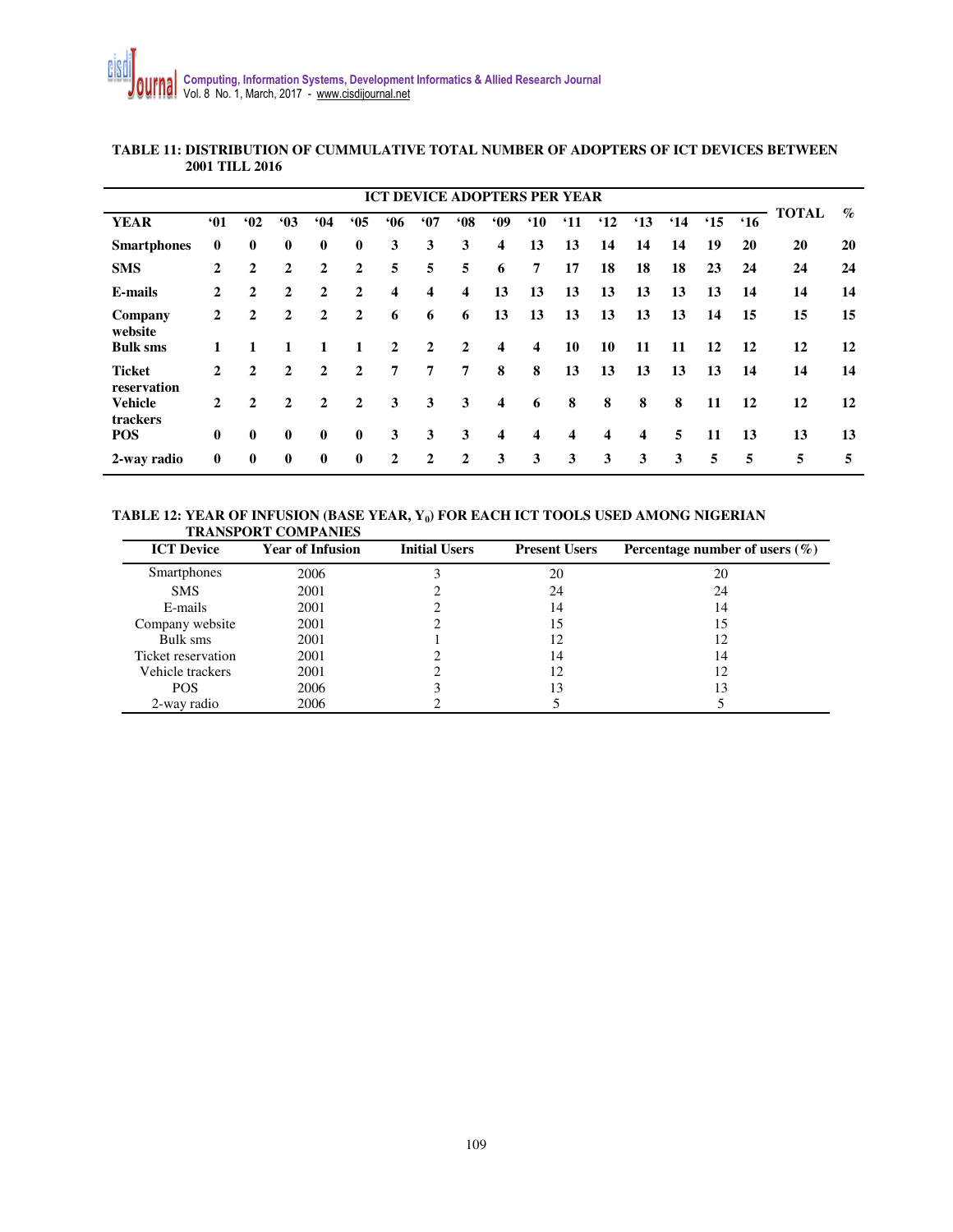**TABLE 11: DISTRIBUTION OF CUMMULATIVE TOTAL NUMBER OF ADOPTERS OF ICT DEVICES BETWEEN 2001 TILL 2016**

| | ICT DEVICE ADOPTERS PER YEAR | | | | | | | | | | | | | | | | | |
|---|---|---|---|---|---|---|---|---|---|---|---|---|---|---|---|---|---|---|
| **YEAR** | **'01** | **'02** | **'03** | **'04** | **'05** | **'06** | **'07** | **'08** | **'09** | **'10** | **'11** | **'12** | **'13** | **'14** | **'15** | **'16** | **TOTAL** | **%** |
| **Smartphones** | 0 | 0 | 0 | 0 | 0 | 3 | 3 | 3 | 4 | 13 | 13 | 14 | 14 | 14 | 19 | 20 | 20 | 20 |
| **SMS** | 2 | 2 | 2 | 2 | 2 | 5 | 5 | 5 | 6 | 7 | 17 | 18 | 18 | 18 | 23 | 24 | 24 | 24 |
| **E-mails** | 2 | 2 | 2 | 2 | 2 | 4 | 4 | 4 | 13 | 13 | 13 | 13 | 13 | 13 | 13 | 14 | 14 | 14 |
| **Company website** | 2 | 2 | 2 | 2 | 2 | 6 | 6 | 6 | 13 | 13 | 13 | 13 | 13 | 13 | 14 | 15 | 15 | 15 |
| **Bulk sms** | 1 | 1 | 1 | 1 | 1 | 2 | 2 | 2 | 4 | 4 | 10 | 10 | 11 | 11 | 12 | 12 | 12 | 12 |
| **Ticket reservation** | 2 | 2 | 2 | 2 | 2 | 7 | 7 | 7 | 8 | 8 | 13 | 13 | 13 | 13 | 13 | 14 | 14 | 14 |
| **Vehicle trackers** | 2 | 2 | 2 | 2 | 2 | 3 | 3 | 3 | 4 | 6 | 8 | 8 | 8 | 8 | 11 | 12 | 12 | 12 |
| **POS** | 0 | 0 | 0 | 0 | 0 | 3 | 3 | 3 | 4 | 4 | 4 | 4 | 4 | 5 | 11 | 13 | 13 | 13 |
| **2-way radio** | 0 | 0 | 0 | 0 | 0 | 2 | 2 | 2 | 3 | 3 | 3 | 3 | 3 | 3 | 5 | 5 | 5 | 5 |

**TABLE 12: YEAR OF INFUSION (BASE YEAR, $Y_0$) FOR EACH ICT TOOLS USED AMONG NIGERIAN TRANSPORT COMPANIES**

| ICT Device | Year of Infusion | Initial Users | Present Users | Percentage number of users (%) |
|---|---|---|---|---|
| Smartphones | 2006 | 3 | 20 | 20 |
| SMS | 2001 | 2 | 24 | 24 |
| E-mails | 2001 | 2 | 14 | 14 |
| Company website | 2001 | 2 | 15 | 15 |
| Bulk sms | 2001 | 1 | 12 | 12 |
| Ticket reservation | 2001 | 2 | 14 | 14 |
| Vehicle trackers | 2001 | 2 | 12 | 12 |
| POS | 2006 | 3 | 13 | 13 |
| 2-way radio | 2006 | 2 | 5 | 5 |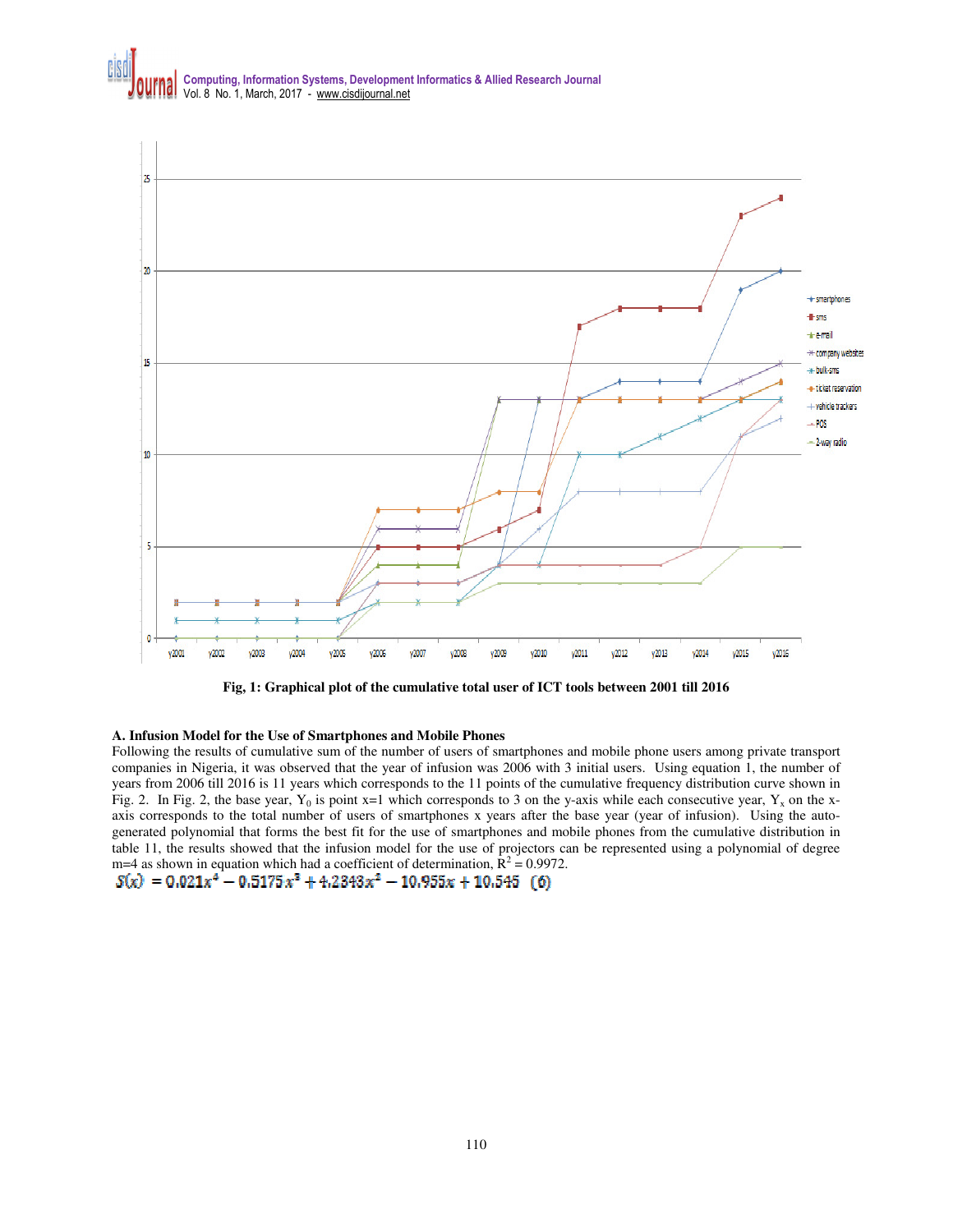Fig, 1: Graphical plot of the cumulative total user of ICT tools between 2001 till 2016

### A. Infusion Model for the Use of Smartphones and Mobile Phones

Following the results of cumulative sum of the number of users of smartphones and mobile phone users among private transport companies in Nigeria, it was observed that the year of infusion was 2006 with 3 initial users. Using equation 1, the number of years from 2006 till 2016 is 11 years which corresponds to the 11 points of the cumulative frequency distribution curve shown in Fig. 2. In Fig. 2, the base year, $Y_0$ is point x=1 which corresponds to 3 on the y-axis while each consecutive year, $Y_x$ on the x-axis corresponds to the total number of users of smartphones x years after the base year (year of infusion). Using the auto-generated polynomial that forms the best fit for the use of smartphones and mobile phones from the cumulative distribution in table 11, the results showed that the infusion model for the use of projectors can be represented using a polynomial of degree m=4 as shown in equation which had a coefficient of determination, $R^2 = 0.9972$.

$$S(x) = 0.021x^4 - 0.5175x^3 + 4.2843x^2 - 10.955x + 10.545 \quad (6)$$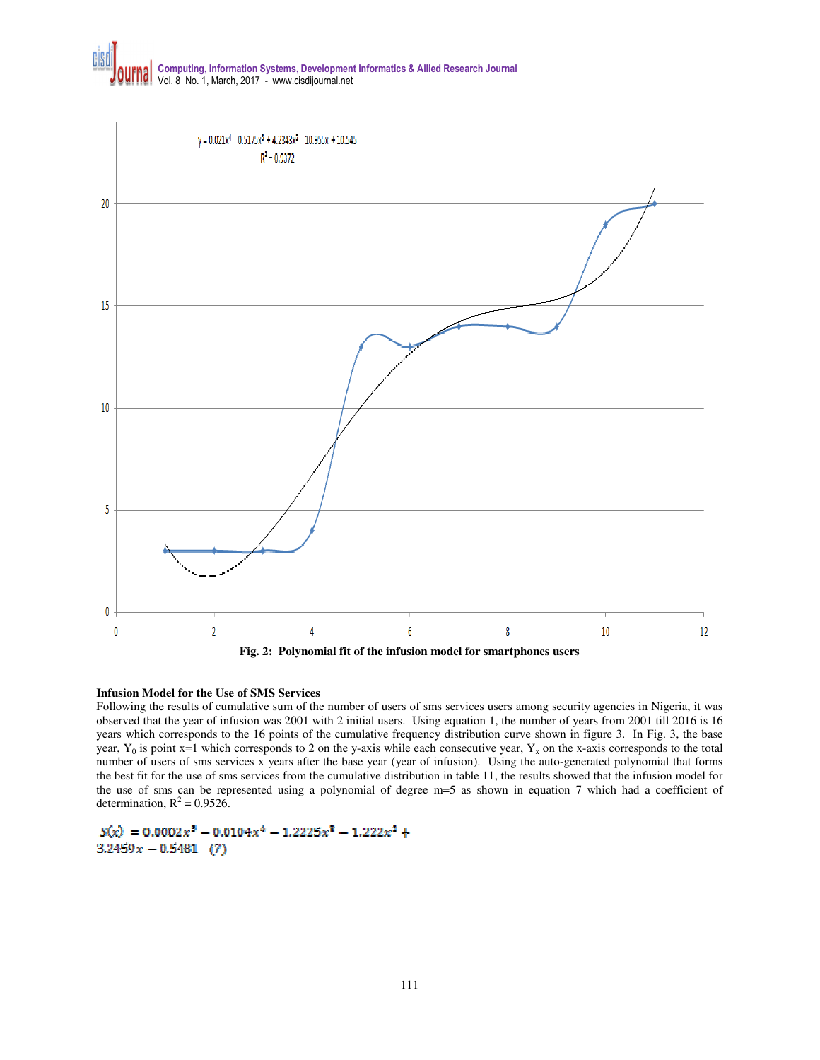$y = 0.021x^4 - 0.5175x^3 + 4.2343x^2 - 10.955x + 10.545$

$R^2 = 0.9372$

**Fig. 2: Polynomial fit of the infusion model for smartphones users**

**Infusion Model for the Use of SMS Services**

Following the results of cumulative sum of the number of users of sms services users among security agencies in Nigeria, it was observed that the year of infusion was 2001 with 2 initial users. Using equation 1, the number of years from 2001 till 2016 is 16 years which corresponds to the 16 points of the cumulative frequency distribution curve shown in figure 3. In Fig. 3, the base year, $Y_0$ is point x=1 which corresponds to 2 on the y-axis while each consecutive year, $Y_x$ on the x-axis corresponds to the total number of users of sms services x years after the base year (year of infusion). Using the auto-generated polynomial that forms the best fit for the use of sms services from the cumulative distribution in table 11, the results showed that the infusion model for the use of sms can be represented using a polynomial of degree m=5 as shown in equation 7 which had a coefficient of determination, $R^2 = 0.9526$.

$$S(x) = 0.0002x^5 - 0.0104x^4 - 1.2225x^3 - 1.222x^2 + 3.2459x - 0.5481 \quad (7)$$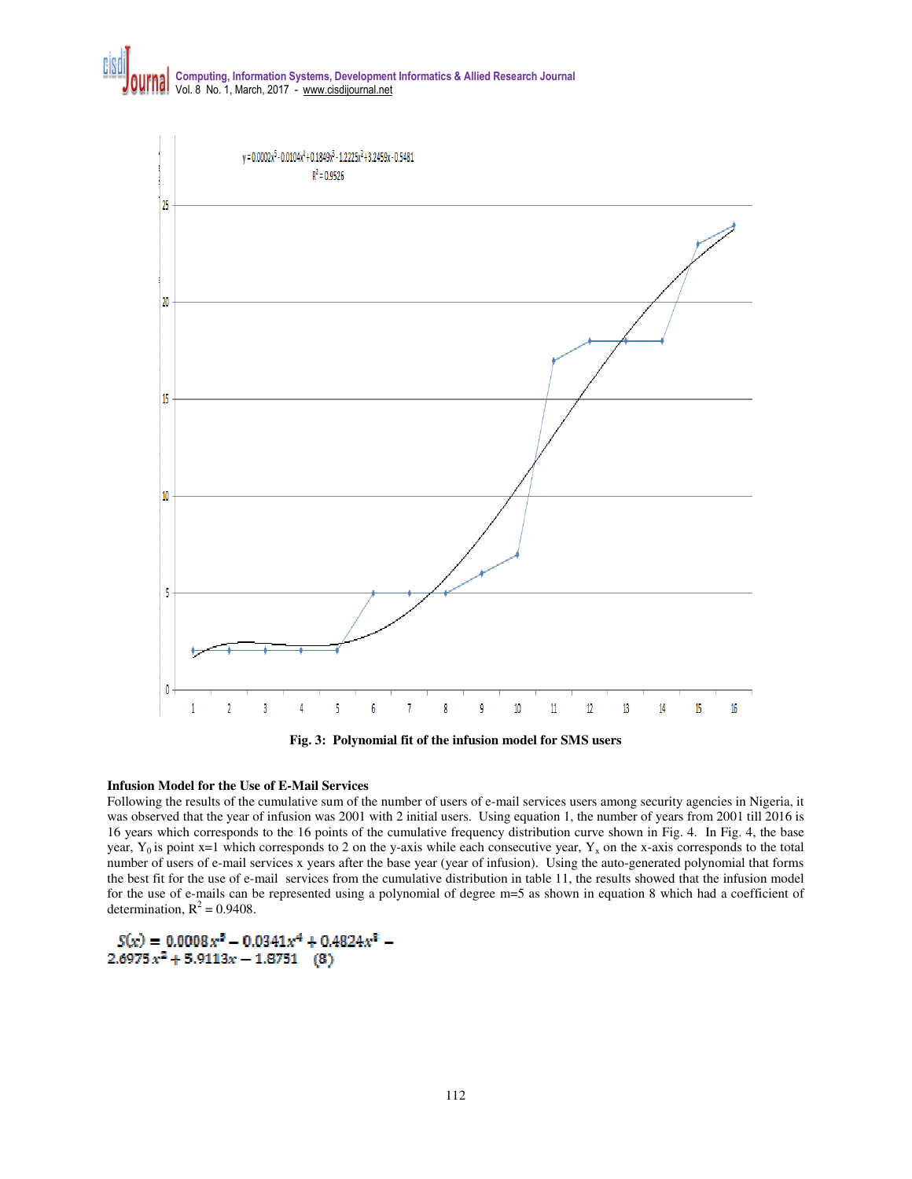$y = 0.0002x^5 - 0.0104x^4 + 0.1849x^3 - 1.2225x^2 + 3.2459x - 0.5481$

$R^2 = 0.9526$

**Fig. 3: Polynomial fit of the infusion model for SMS users**

**Infusion Model for the Use of E-Mail Services**

Following the results of the cumulative sum of the number of users of e-mail services users among security agencies in Nigeria, it was observed that the year of infusion was 2001 with 2 initial users. Using equation 1, the number of years from 2001 till 2016 is 16 years which corresponds to the 16 points of the cumulative frequency distribution curve shown in Fig. 4. In Fig. 4, the base year, $Y_0$ is point x=1 which corresponds to 2 on the y-axis while each consecutive year, $Y_x$ on the x-axis corresponds to the total number of users of e-mail services x years after the base year (year of infusion). Using the auto-generated polynomial that forms the best fit for the use of e-mail services from the cumulative distribution in table 11, the results showed that the infusion model for the use of e-mails can be represented using a polynomial of degree m=5 as shown in equation 8 which had a coefficient of determination, $R^2 = 0.9408$.

$$S(x) = 0.0008x^5 - 0.0341x^4 + 0.4824x^3 - 2.6975x^2 + 5.9113x - 1.8751 \quad (8)$$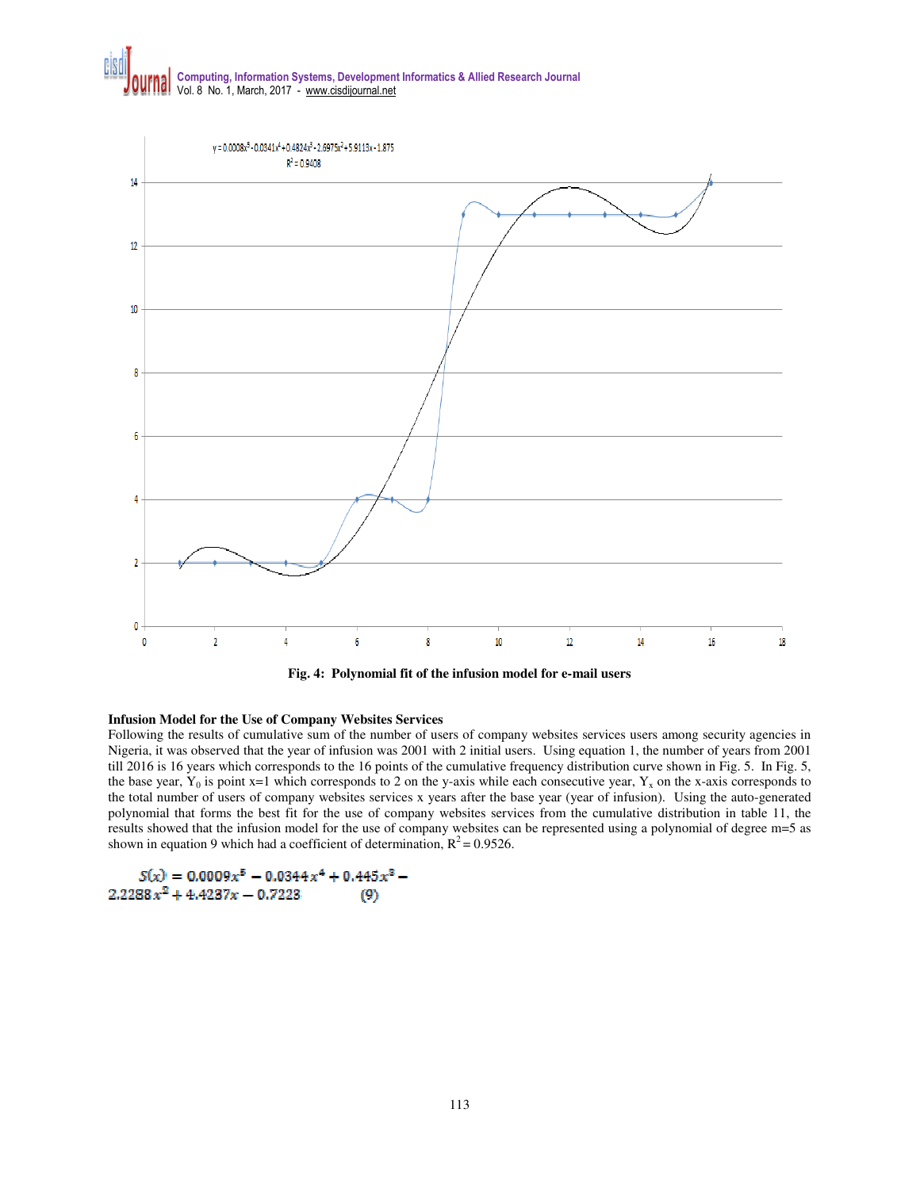y = 0.0008x^5 - 0.0341x^4 + 0.4824x^3 - 2.6975x^2 + 5.9113x - 1.875
$R^2 = 0.9408$

**Fig. 4: Polynomial fit of the infusion model for e-mail users**

**Infusion Model for the Use of Company Websites Services**

Following the results of cumulative sum of the number of users of company websites services users among security agencies in Nigeria, it was observed that the year of infusion was 2001 with 2 initial users. Using equation 1, the number of years from 2001 till 2016 is 16 years which corresponds to the 16 points of the cumulative frequency distribution curve shown in Fig. 5. In Fig. 5, the base year, $Y_0$ is point x=1 which corresponds to 2 on the y-axis while each consecutive year, $Y_x$ on the x-axis corresponds to the total number of users of company websites services x years after the base year (year of infusion). Using the auto-generated polynomial that forms the best fit for the use of company websites services from the cumulative distribution in table 11, the results showed that the infusion model for the use of company websites can be represented using a polynomial of degree m=5 as shown in equation 9 which had a coefficient of determination, $R^2 = 0.9526$.

$$S(x) = 0.0009x^5 - 0.0344x^4 + 0.445x^3 - 2.2288x^2 + 4.4237x - 0.7223 \qquad (9)$$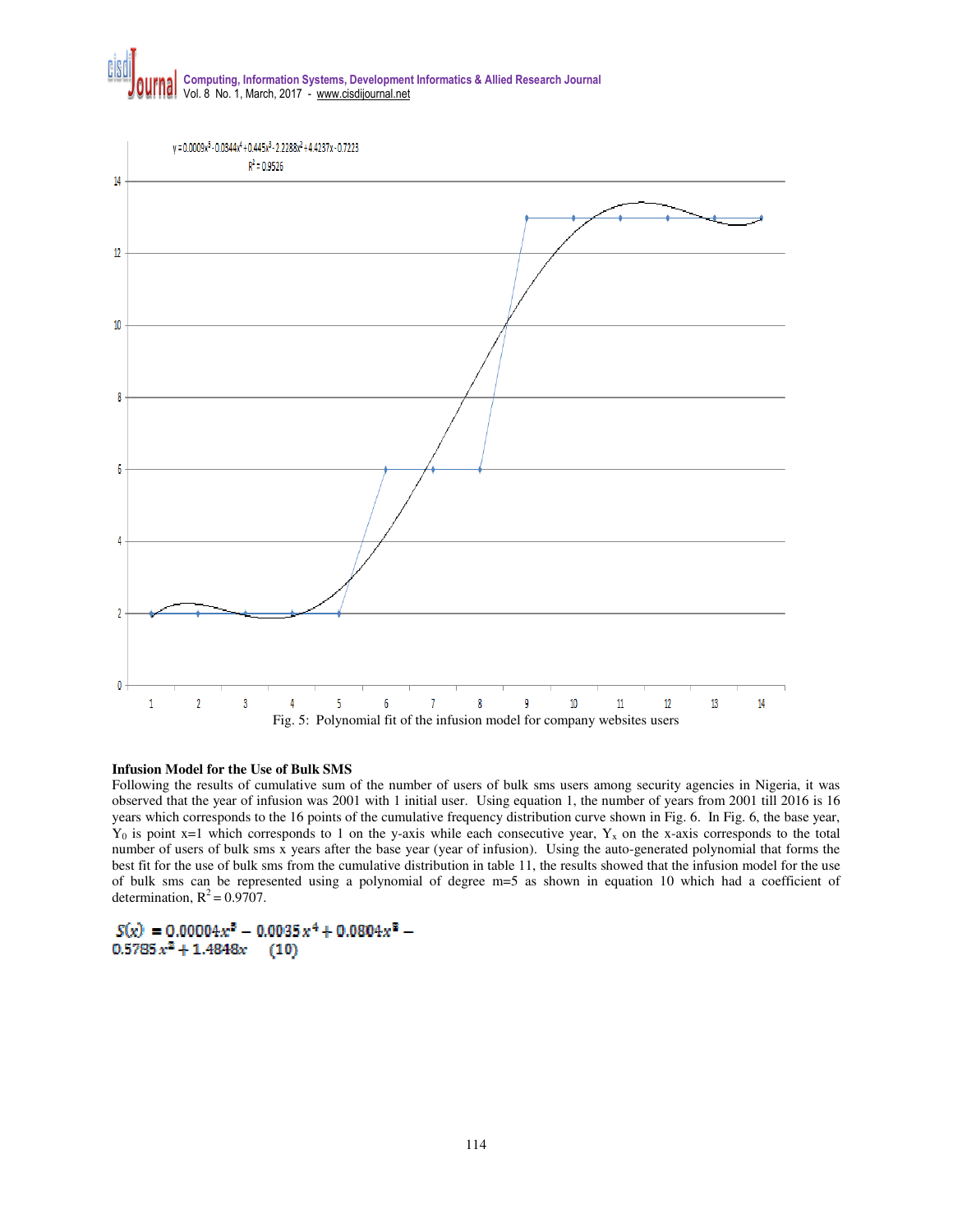$y = 0.0009x^5 - 0.0344x^4 + 0.445x^3 - 2.2288x^2 + 4.4237x - 0.7223$

$R^2 = 0.9526$

Fig. 5: Polynomial fit of the infusion model for company websites users

**Infusion Model for the Use of Bulk SMS**

Following the results of cumulative sum of the number of users of bulk sms users among security agencies in Nigeria, it was observed that the year of infusion was 2001 with 1 initial user. Using equation 1, the number of years from 2001 till 2016 is 16 years which corresponds to the 16 points of the cumulative frequency distribution curve shown in Fig. 6. In Fig. 6, the base year, $Y_0$ is point x=1 which corresponds to 1 on the y-axis while each consecutive year, $Y_x$ on the x-axis corresponds to the total number of users of bulk sms x years after the base year (year of infusion). Using the auto-generated polynomial that forms the best fit for the use of bulk sms from the cumulative distribution in table 11, the results showed that the infusion model for the use of bulk sms can be represented using a polynomial of degree m=5 as shown in equation 10 which had a coefficient of determination, $R^2 = 0.9707$.

$$S(x) = 0.00004x^5 - 0.0035x^4 + 0.0804x^3 - 0.5785x^2 + 1.4848x \quad (10)$$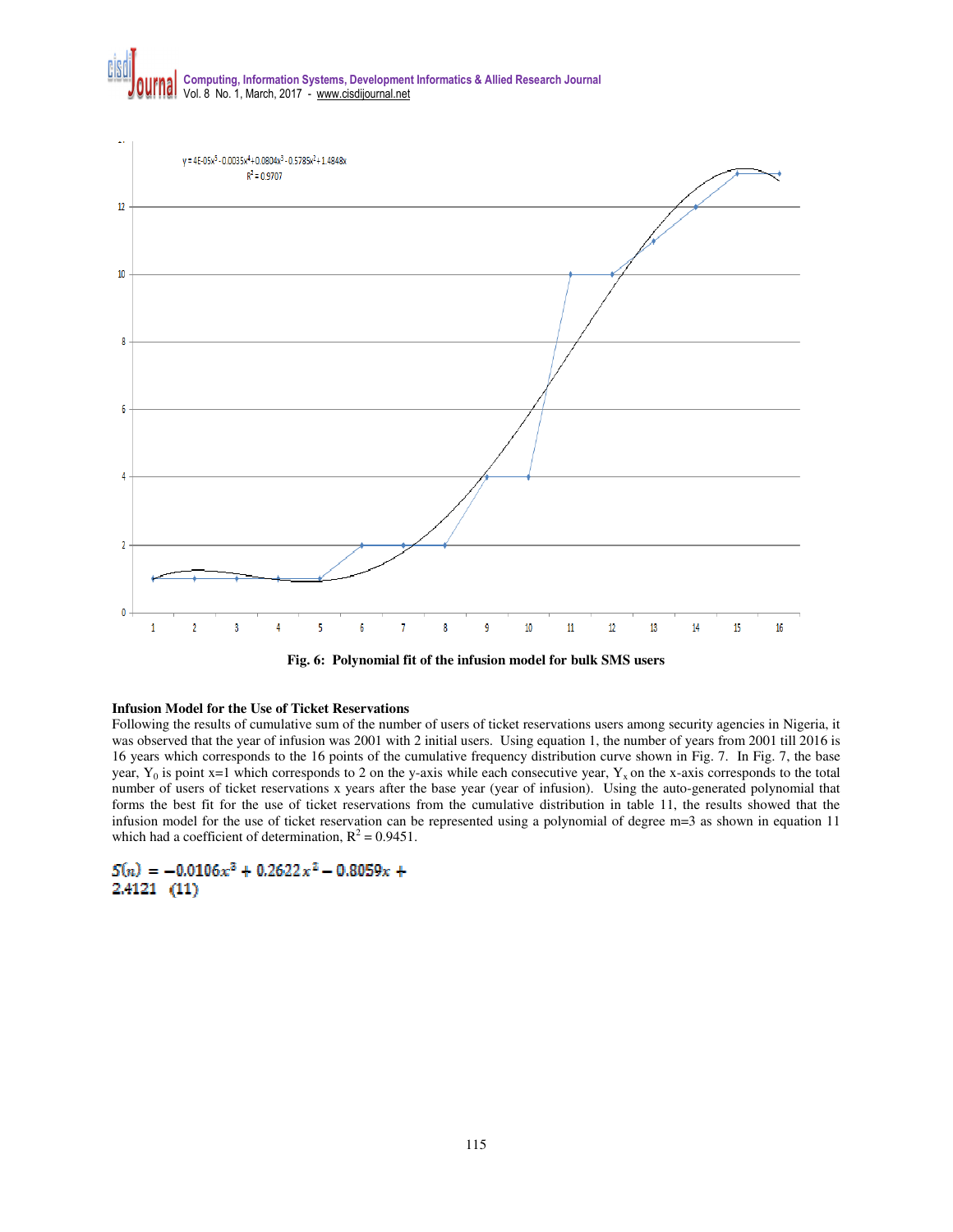$y = 4E\text{-}05x^5 - 0.0035x^4 + 0.0804x^3 - 0.5785x^2 + 1.4848x$
$R^2 = 0.9707$

Fig. 6: Polynomial fit of the infusion model for bulk SMS users

**Infusion Model for the Use of Ticket Reservations**

Following the results of cumulative sum of the number of users of ticket reservations users among security agencies in Nigeria, it was observed that the year of infusion was 2001 with 2 initial users. Using equation 1, the number of years from 2001 till 2016 is 16 years which corresponds to the 16 points of the cumulative frequency distribution curve shown in Fig. 7. In Fig. 7, the base year, $Y_0$ is point x=1 which corresponds to 2 on the y-axis while each consecutive year, $Y_x$ on the x-axis corresponds to the total number of users of ticket reservations x years after the base year (year of infusion). Using the auto-generated polynomial that forms the best fit for the use of ticket reservations from the cumulative distribution in table 11, the results showed that the infusion model for the use of ticket reservation can be represented using a polynomial of degree m=3 as shown in equation 11 which had a coefficient of determination, $R^2 = 0.9451$.

$$S(n) = -0.0106x^3 + 0.2622x^2 - 0.8059x + 2.4121 \quad (11)$$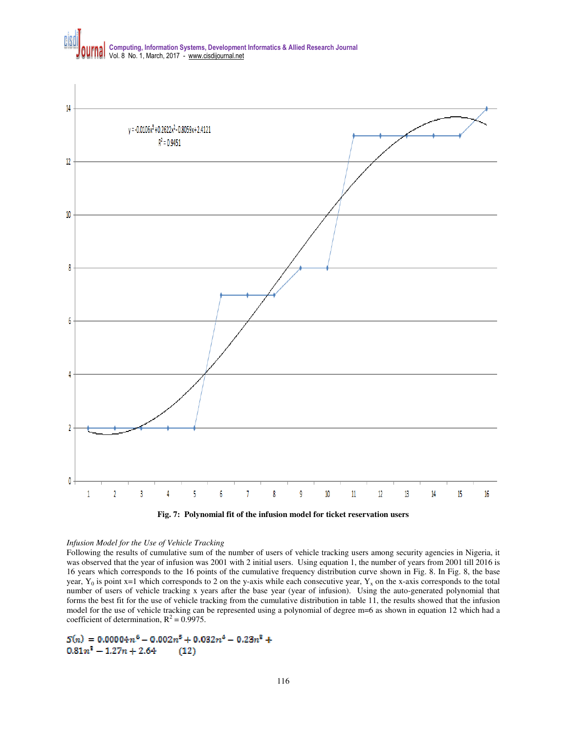Fig. 7: Polynomial fit of the infusion model for ticket reservation users

*Infusion Model for the Use of Vehicle Tracking*

Following the results of cumulative sum of the number of users of vehicle tracking users among security agencies in Nigeria, it was observed that the year of infusion was 2001 with 2 initial users. Using equation 1, the number of years from 2001 till 2016 is 16 years which corresponds to the 16 points of the cumulative frequency distribution curve shown in Fig. 8. In Fig. 8, the base year, $Y_0$ is point x=1 which corresponds to 2 on the y-axis while each consecutive year, $Y_x$ on the x-axis corresponds to the total number of users of vehicle tracking x years after the base year (year of infusion). Using the auto-generated polynomial that forms the best fit for the use of vehicle tracking from the cumulative distribution in table 11, the results showed that the infusion model for the use of vehicle tracking can be represented using a polynomial of degree m=6 as shown in equation 12 which had a coefficient of determination, $R^2 = 0.9975$.

$$S(n) = 0.00004n^6 - 0.002n^5 + 0.032n^4 - 0.23n^3 + 0.81n^2 - 1.27n + 2.64 \qquad (12)$$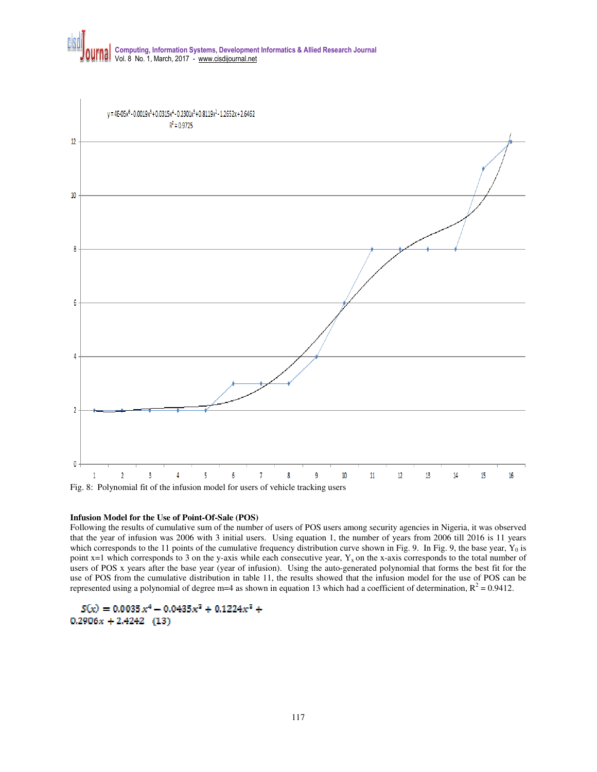Fig. 8: Polynomial fit of the infusion model for users of vehicle tracking users

**Infusion Model for the Use of Point-Of-Sale (POS)**

Following the results of cumulative sum of the number of users of POS users among security agencies in Nigeria, it was observed that the year of infusion was 2006 with 3 initial users. Using equation 1, the number of years from 2006 till 2016 is 11 years which corresponds to the 11 points of the cumulative frequency distribution curve shown in Fig. 9. In Fig. 9, the base year, $Y_0$ is point x=1 which corresponds to 3 on the y-axis while each consecutive year, $Y_x$ on the x-axis corresponds to the total number of users of POS x years after the base year (year of infusion). Using the auto-generated polynomial that forms the best fit for the use of POS from the cumulative distribution in table 11, the results showed that the infusion model for the use of POS can be represented using a polynomial of degree m=4 as shown in equation 13 which had a coefficient of determination, $R^2 = 0.9412$.

$$S(x) = 0.0035x^4 - 0.0435x^3 + 0.1224x^2 + 0.2906x + 2.4242 \quad (13)$$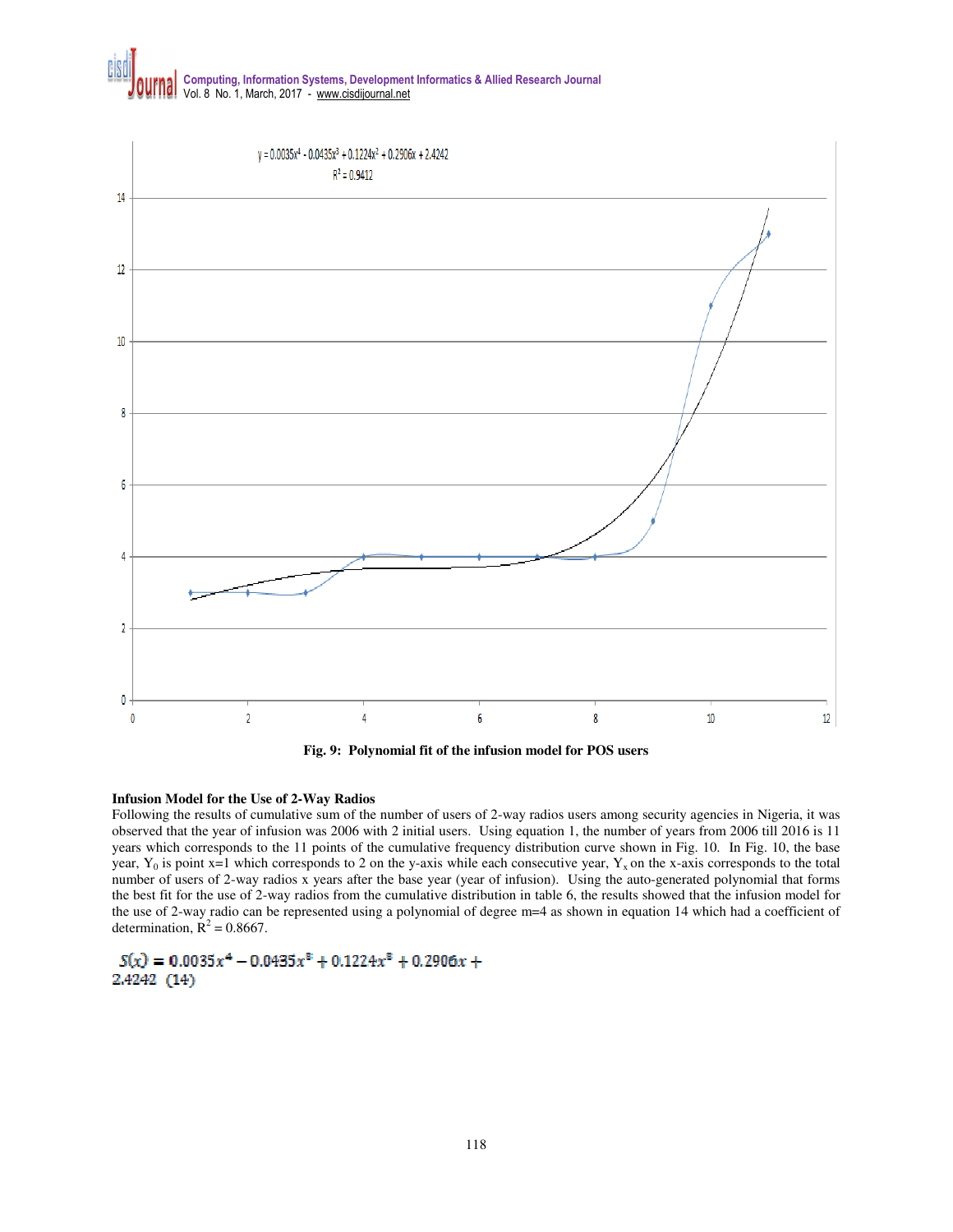Fig. 9: Polynomial fit of the infusion model for POS users

**Infusion Model for the Use of 2-Way Radios**

Following the results of cumulative sum of the number of users of 2-way radios users among security agencies in Nigeria, it was observed that the year of infusion was 2006 with 2 initial users. Using equation 1, the number of years from 2006 till 2016 is 11 years which corresponds to the 11 points of the cumulative frequency distribution curve shown in Fig. 10. In Fig. 10, the base year, $Y_0$ is point x=1 which corresponds to 2 on the y-axis while each consecutive year, $Y_x$ on the x-axis corresponds to the total number of users of 2-way radios x years after the base year (year of infusion). Using the auto-generated polynomial that forms the best fit for the use of 2-way radios from the cumulative distribution in table 6, the results showed that the infusion model for the use of 2-way radio can be represented using a polynomial of degree m=4 as shown in equation 14 which had a coefficient of determination, $R^2 = 0.8667$.

$$S(x) = 0.0035x^4 - 0.0435x^3 + 0.1224x^2 + 0.2906x + 2.4242 \quad (14)$$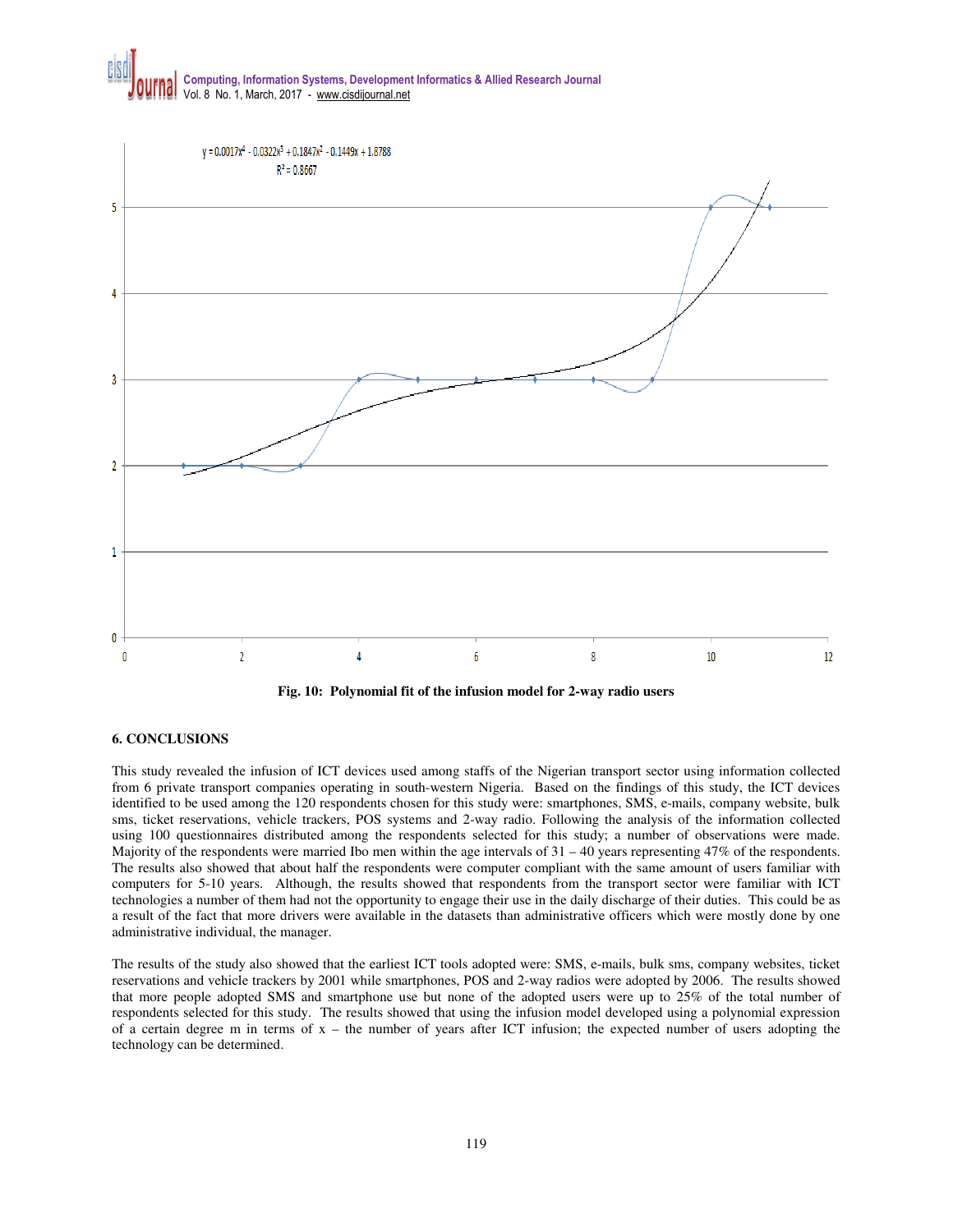$y = 0.0017x^4 - 0.0322x^3 + 0.1847x^2 - 0.1449x + 1.8788$

$R^2 = 0.8667$

**Fig. 10: Polynomial fit of the infusion model for 2-way radio users**

## 6. CONCLUSIONS

This study revealed the infusion of ICT devices used among staffs of the Nigerian transport sector using information collected from 6 private transport companies operating in south-western Nigeria. Based on the findings of this study, the ICT devices identified to be used among the 120 respondents chosen for this study were: smartphones, SMS, e-mails, company website, bulk sms, ticket reservations, vehicle trackers, POS systems and 2-way radio. Following the analysis of the information collected using 100 questionnaires distributed among the respondents selected for this study; a number of observations were made. Majority of the respondents were married Ibo men within the age intervals of 31 – 40 years representing 47% of the respondents. The results also showed that about half the respondents were computer compliant with the same amount of users familiar with computers for 5-10 years. Although, the results showed that respondents from the transport sector were familiar with ICT technologies a number of them had not the opportunity to engage their use in the daily discharge of their duties. This could be as a result of the fact that more drivers were available in the datasets than administrative officers which were mostly done by one administrative individual, the manager.

The results of the study also showed that the earliest ICT tools adopted were: SMS, e-mails, bulk sms, company websites, ticket reservations and vehicle trackers by 2001 while smartphones, POS and 2-way radios were adopted by 2006. The results showed that more people adopted SMS and smartphone use but none of the adopted users were up to 25% of the total number of respondents selected for this study. The results showed that using the infusion model developed using a polynomial expression of a certain degree m in terms of x – the number of years after ICT infusion; the expected number of users adopting the technology can be determined.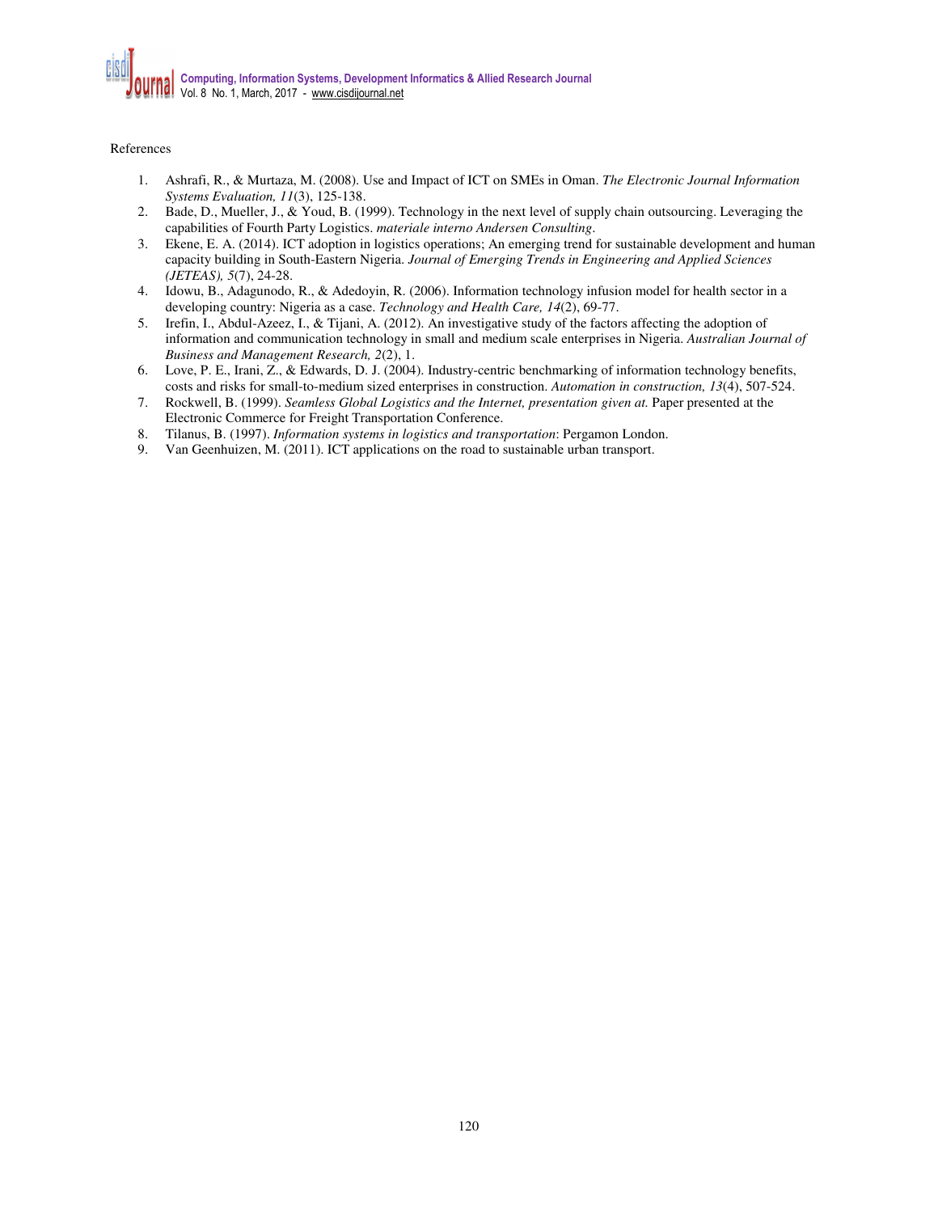References

1. Ashrafi, R., & Murtaza, M. (2008). Use and Impact of ICT on SMEs in Oman. *The Electronic Journal Information Systems Evaluation, 11*(3), 125-138.
2. Bade, D., Mueller, J., & Youd, B. (1999). Technology in the next level of supply chain outsourcing. Leveraging the capabilities of Fourth Party Logistics. *materiale interno Andersen Consulting*.
3. Ekene, E. A. (2014). ICT adoption in logistics operations; An emerging trend for sustainable development and human capacity building in South-Eastern Nigeria. *Journal of Emerging Trends in Engineering and Applied Sciences (JETEAS), 5*(7), 24-28.
4. Idowu, B., Adagunodo, R., & Adedoyin, R. (2006). Information technology infusion model for health sector in a developing country: Nigeria as a case. *Technology and Health Care, 14*(2), 69-77.
5. Irefin, I., Abdul-Azeez, I., & Tijani, A. (2012). An investigative study of the factors affecting the adoption of information and communication technology in small and medium scale enterprises in Nigeria. *Australian Journal of Business and Management Research, 2*(2), 1.
6. Love, P. E., Irani, Z., & Edwards, D. J. (2004). Industry-centric benchmarking of information technology benefits, costs and risks for small-to-medium sized enterprises in construction. *Automation in construction, 13*(4), 507-524.
7. Rockwell, B. (1999). *Seamless Global Logistics and the Internet, presentation given at.* Paper presented at the Electronic Commerce for Freight Transportation Conference.
8. Tilanus, B. (1997). *Information systems in logistics and transportation*: Pergamon London.
9. Van Geenhuizen, M. (2011). ICT applications on the road to sustainable urban transport.